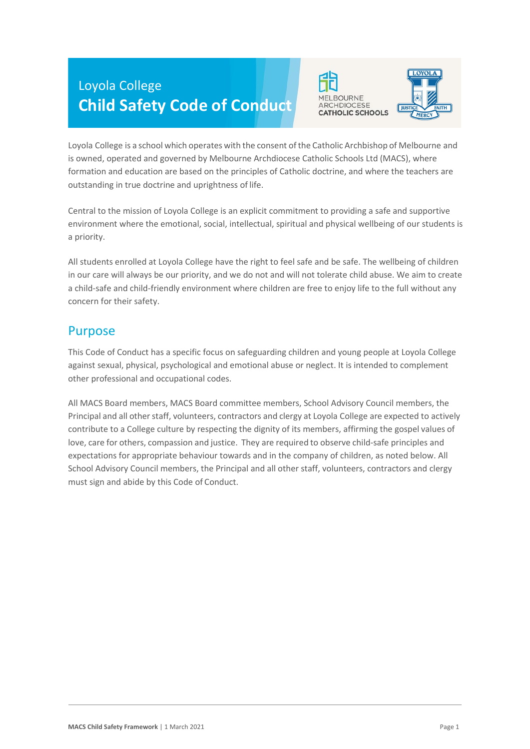# Loyola College

# Child Safety Code of Conduct

Loyola College is a school which operates with the consent of the Catholic Archbishop of Melbourne and is owned, operated and governed by Melbourne Archdiocese Catholic Schools Ltd (MACS), where formation and education are based on the principles of Catholic doctrine, and where the teachers are outstanding in true doctrine and uprightness of life.

Central to the mission of Loyola College is an explicit commitment to providing a safe and supportive environment where the emotional, social, intellectual, spiritual and physical wellbeing of our students is a priority.

All students enrolled at Loyola College have the right to feel safe and be safe. The wellbeing of children in our care will always be our priority, and we do not and will not tolerate child abuse. We aim to create a child-safe and child-friendly environment where children are free to enjoy life to the full without any concern for their safety.

## Purpose

This Code of Conduct has a specific focus on safeguarding children and young people at Loyola College against sexual, physical, psychological and emotional abuse or neglect. It is intended to complement other professional and occupational codes.

All MACS Board members, MACS Board committee members, School Advisory Council members, the Principal and all other staff, volunteers, contractors and clergy at Loyola College are expected to actively contribute to a College culture by respecting the dignity of its members, affirming the gospel values of love, care for others, compassion and justice. They are required to observe child-safe principles and expectations for appropriate behaviour towards and in the company of children, as noted below. All School Advisory Council members, the Principal and all other staff, volunteers, contractors and clergy must sign and abide by this Code of Conduct.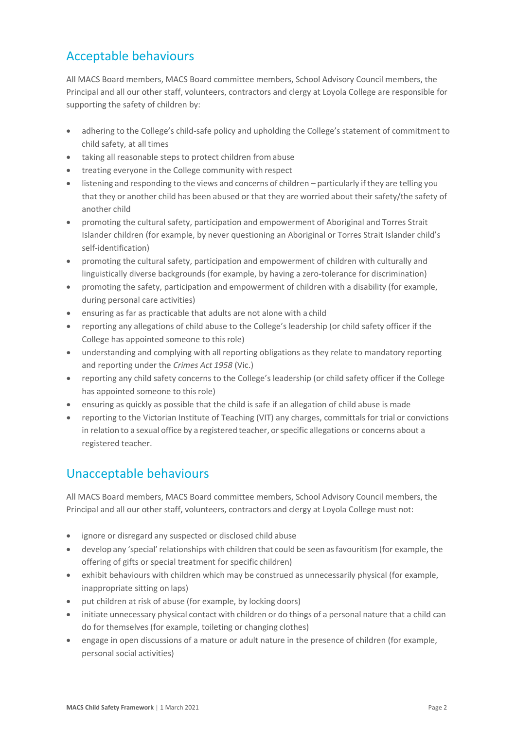## Acceptable behaviours

All MACS Board members, MACS Board committee members, School Advisory Council members, the Principal and all our other staff, volunteers, contractors and clergy at Loyola College are responsible for supporting the safety of children by:

- adhering to the College's child-safe policy and upholding the College's statement of commitment to child safety, at all times
- taking all reasonable steps to protect children from abuse
- treating everyone in the College community with respect
- listening and responding to the views and concerns of children – particularly if they are telling you that they or another child has been abused or that they are worried about their safety/the safety of another child
- promoting the cultural safety, participation and empowerment of Aboriginal and Torres Strait Islander children (for example, by never questioning an Aboriginal or Torres Strait Islander child's self-identification)
- promoting the cultural safety, participation and empowerment of children with culturally and linguistically diverse backgrounds (for example, by having a zero-tolerance for discrimination)
- promoting the safety, participation and empowerment of children with a disability (for example, during personal care activities)
- ensuring as far as practicable that adults are not alone with a child
- reporting any allegations of child abuse to the College's leadership (or child safety officer if the College has appointed someone to this role)
- understanding and complying with all reporting obligations as they relate to mandatory reporting and reporting under the *Crimes Act 1958* (Vic.)
- reporting any child safety concerns to the College's leadership (or child safety officer if the College has appointed someone to this role)
- ensuring as quickly as possible that the child is safe if an allegation of child abuse is made
- reporting to the Victorian Institute of Teaching (VIT) any charges, committals for trial or convictions in relation to a sexual office by a registered teacher, or specific allegations or concerns about a registered teacher.

## Unacceptable behaviours

All MACS Board members, MACS Board committee members, School Advisory Council members, the Principal and all our other staff, volunteers, contractors and clergy at Loyola College must not:

- ignore or disregard any suspected or disclosed child abuse
- develop any 'special' relationships with children that could be seen as favouritism (for example, the offering of gifts or special treatment for specific children)
- exhibit behaviours with children which may be construed as unnecessarily physical (for example, inappropriate sitting on laps)
- put children at risk of abuse (for example, by locking doors)
- initiate unnecessary physical contact with children or do things of a personal nature that a child can do for themselves (for example, toileting or changing clothes)
- engage in open discussions of a mature or adult nature in the presence of children (for example, personal social activities)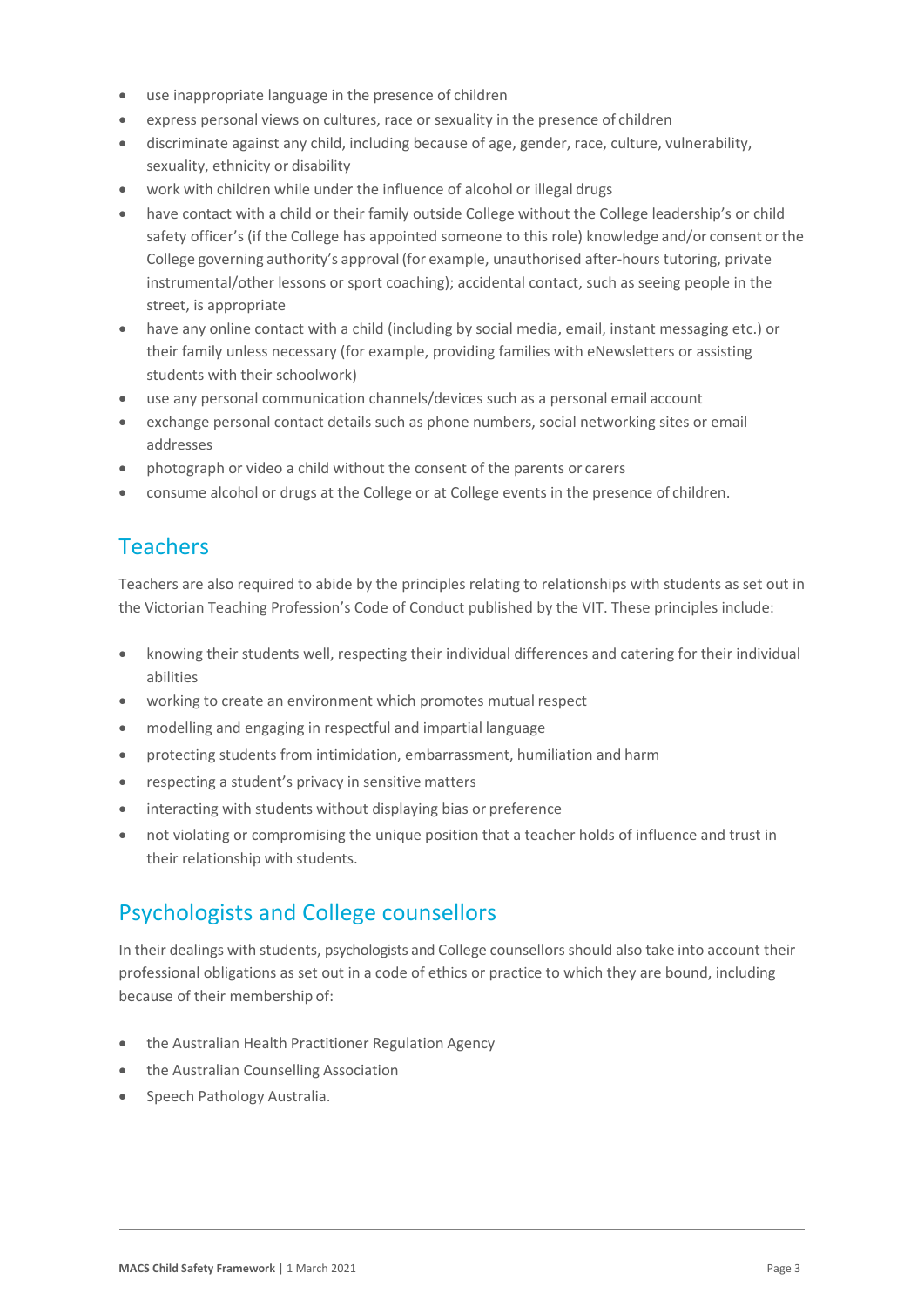- use inappropriate language in the presence of children
- express personal views on cultures, race or sexuality in the presence of children
- discriminate against any child, including because of age, gender, race, culture, vulnerability, sexuality, ethnicity or disability
- work with children while under the influence of alcohol or illegal drugs
- have contact with a child or their family outside College without the College leadership's or child safety officer's (if the College has appointed someone to this role) knowledge and/or consent or the College governing authority's approval (for example, unauthorised after-hours tutoring, private instrumental/other lessons or sport coaching); accidental contact, such as seeing people in the street, is appropriate
- have any online contact with a child (including by social media, email, instant messaging etc.) or their family unless necessary (for example, providing families with eNewsletters or assisting students with their schoolwork)
- use any personal communication channels/devices such as a personal email account
- exchange personal contact details such as phone numbers, social networking sites or email addresses
- photograph or video a child without the consent of the parents or carers
- consume alcohol or drugs at the College or at College events in the presence of children.

## Teachers

Teachers are also required to abide by the principles relating to relationships with students as set out in the Victorian Teaching Profession's Code of Conduct published by the VIT. These principles include:

- knowing their students well, respecting their individual differences and catering for their individual abilities
- working to create an environment which promotes mutual respect
- modelling and engaging in respectful and impartial language
- protecting students from intimidation, embarrassment, humiliation and harm
- respecting a student's privacy in sensitive matters
- interacting with students without displaying bias or preference
- not violating or compromising the unique position that a teacher holds of influence and trust in their relationship with students.

## Psychologists and College counsellors

In their dealings with students, psychologists and College counsellors should also take into account their professional obligations as set out in a code of ethics or practice to which they are bound, including because of their membership of:

- the Australian Health Practitioner Regulation Agency
- the Australian Counselling Association
- Speech Pathology Australia.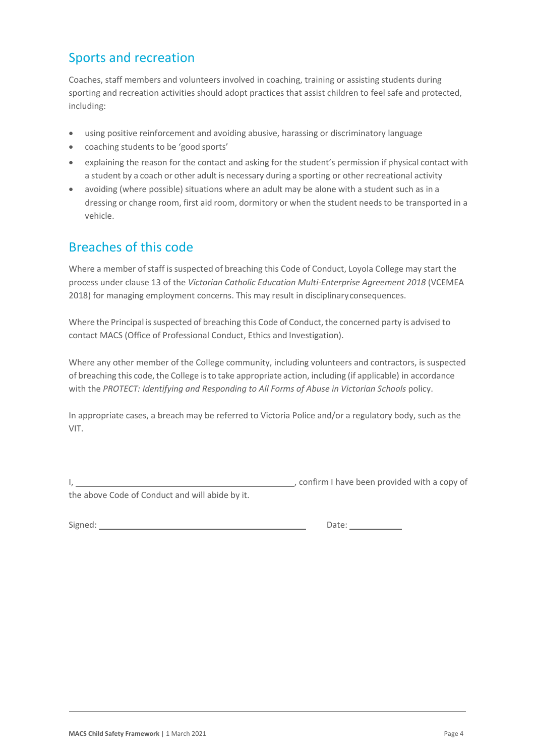## Sports and recreation

Coaches, staff members and volunteers involved in coaching, training or assisting students during sporting and recreation activities should adopt practices that assist children to feel safe and protected, including:

- using positive reinforcement and avoiding abusive, harassing or discriminatory language
- coaching students to be 'good sports'
- explaining the reason for the contact and asking for the student's permission if physical contact with a student by a coach or other adult is necessary during a sporting or other recreational activity
- avoiding (where possible) situations where an adult may be alone with a student such as in a dressing or change room, first aid room, dormitory or when the student needs to be transported in a vehicle.

## Breaches of this code

Where a member of staff is suspected of breaching this Code of Conduct, Loyola College may start the process under clause 13 of the *Victorian Catholic Education Multi-Enterprise Agreement 2018* (VCEMEA 2018) for managing employment concerns. This may result in disciplinary consequences.

Where the Principal is suspected of breaching this Code of Conduct, the concerned party is advised to contact MACS (Office of Professional Conduct, Ethics and Investigation).

Where any other member of the College community, including volunteers and contractors, is suspected of breaching this code, the College is to take appropriate action, including (if applicable) in accordance with the *PROTECT: Identifying and Responding to All Forms of Abuse in Victorian Schools* policy.

In appropriate cases, a breach may be referred to Victoria Police and/or a regulatory body, such as the VIT.

I, ____________________________________________, confirm I have been provided with a copy of the above Code of Conduct and will abide by it.

Signed: ____________________________________________ Date: ____________